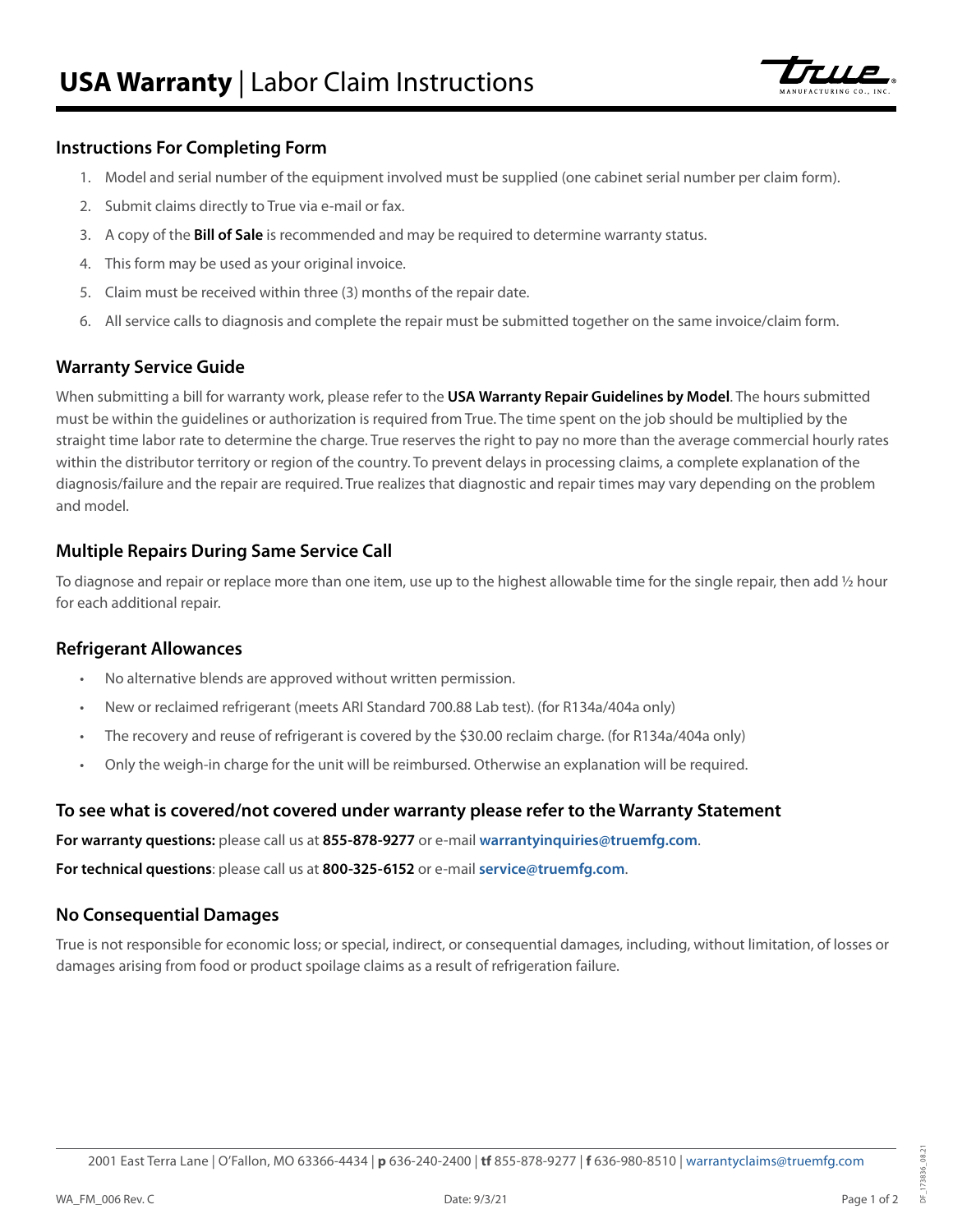# **USA Warranty** | Labor Claim Instructions

### Instructions For Completing Form

1. Model and serial number of the equipment involved must be supplied (one cabinet serial number per claim form).
2. Submit claims directly to True via e-mail or fax.
3. A copy of the **Bill of Sale** is recommended and may be required to determine warranty status.
4. This form may be used as your original invoice.
5. Claim must be received within three (3) months of the repair date.
6. All service calls to diagnosis and complete the repair must be submitted together on the same invoice/claim form.

### Warranty Service Guide

When submitting a bill for warranty work, please refer to the **USA Warranty Repair Guidelines by Model**. The hours submitted must be within the guidelines or authorization is required from True. The time spent on the job should be multiplied by the straight time labor rate to determine the charge. True reserves the right to pay no more than the average commercial hourly rates within the distributor territory or region of the country. To prevent delays in processing claims, a complete explanation of the diagnosis/failure and the repair are required. True realizes that diagnostic and repair times may vary depending on the problem and model.

### Multiple Repairs During Same Service Call

To diagnose and repair or replace more than one item, use up to the highest allowable time for the single repair, then add ½ hour for each additional repair.

### Refrigerant Allowances

- No alternative blends are approved without written permission.
- New or reclaimed refrigerant (meets ARI Standard 700.88 Lab test). (for R134a/404a only)
- The recovery and reuse of refrigerant is covered by the $30.00 reclaim charge. (for R134a/404a only)
- Only the weigh-in charge for the unit will be reimbursed. Otherwise an explanation will be required.

### To see what is covered/not covered under warranty please refer to the Warranty Statement

**For warranty questions:** please call us at **855-878-9277** or e-mail **warrantyinquiries@truemfg.com**.

**For technical questions**: please call us at **800-325-6152** or e-mail **service@truemfg.com**.

### No Consequential Damages

True is not responsible for economic loss; or special, indirect, or consequential damages, including, without limitation, of losses or damages arising from food or product spoilage claims as a result of refrigeration failure.

2001 East Terra Lane | O'Fallon, MO 63366-4434 | **p** 636-240-2400 | **tf** 855-878-9277 | **f** 636-980-8510 | warrantyclaims@truemfg.com

WA_FM_006 Rev. C Date: 9/3/21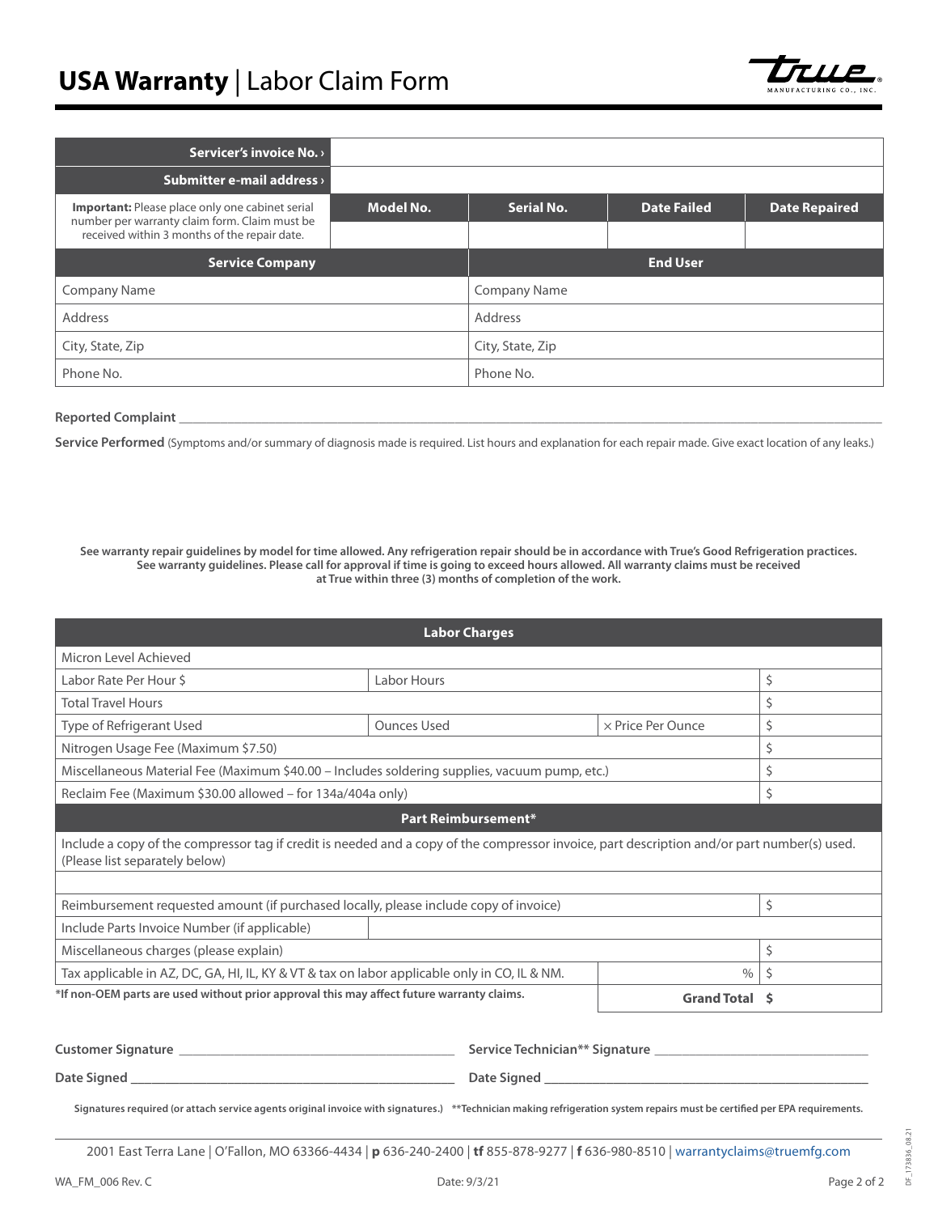# USA Warranty | Labor Claim Form

| | | | | |
|---|---|---|---|---|
| **Servicer's invoice No. ›** | | | | |
| **Submitter e-mail address ›** | | | | |
| **Important:** Please place only one cabinet serial number per warranty claim form. Claim must be received within 3 months of the repair date. | **Model No.** | **Serial No.** | **Date Failed** | **Date Repaired** |
| | | | | |

| **Service Company** | **End User** |
|---|---|
| Company Name | Company Name |
| Address | Address |
| City, State, Zip | City, State, Zip |
| Phone No. | Phone No. |

**Reported Complaint** ______________________________________________

**Service Performed** (Symptoms and/or summary of diagnosis made is required. List hours and explanation for each repair made. Give exact location of any leaks.)

**See warranty repair guidelines by model for time allowed. Any refrigeration repair should be in accordance with True's Good Refrigeration practices. See warranty guidelines. Please call for approval if time is going to exceed hours allowed. All warranty claims must be received at True within three (3) months of completion of the work.**

| **Labor Charges** | | | |
|---|---|---|---|
| Micron Level Achieved | | | |
| Labor Rate Per Hour $ | Labor Hours | | $ |
| Total Travel Hours | | | $ |
| Type of Refrigerant Used | Ounces Used | × Price Per Ounce | $ |
| Nitrogen Usage Fee (Maximum $7.50) | | | $ |
| Miscellaneous Material Fee (Maximum $40.00 – Includes soldering supplies, vacuum pump, etc.) | | | $ |
| Reclaim Fee (Maximum $30.00 allowed – for 134a/404a only) | | | $ |
| **Part Reimbursement*** | | | |
| Include a copy of the compressor tag if credit is needed and a copy of the compressor invoice, part description and/or part number(s) used. (Please list separately below) | | | |
| | | | |
| Reimbursement requested amount (if purchased locally, please include copy of invoice) | | | $ |
| Include Parts Invoice Number (if applicable) | | | |
| Miscellaneous charges (please explain) | | | $ |
| Tax applicable in AZ, DC, GA, HI, IL, KY & VT & tax on labor applicable only in CO, IL & NM. | | % | $ |
| ***If non-OEM parts are used without prior approval this may affect future warranty claims.** | | **Grand Total** | **$** |

**Customer Signature** ______________________ **Service Technician** Signature** ______________________

**Date Signed** ______________________ **Date Signed** ______________________

**Signatures required (or attach service agents original invoice with signatures.) **Technician making refrigeration system repairs must be certified per EPA requirements.**

2001 East Terra Lane | O'Fallon, MO 63366-4434 | **p** 636-240-2400 | **tf** 855-878-9277 | **f** 636-980-8510 | warrantyclaims@truemfg.com

WA_FM_006 Rev. C    Date: 9/3/21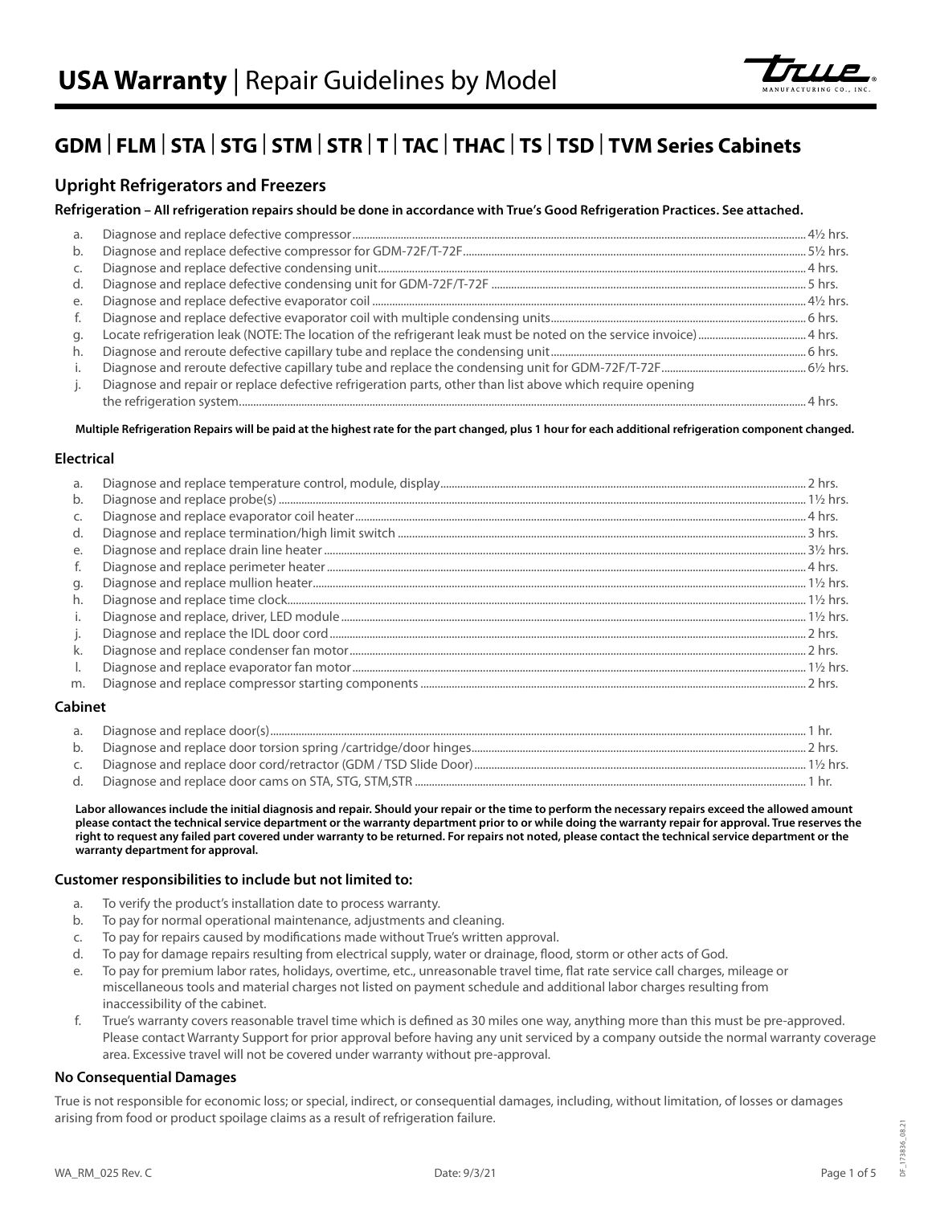# USA Warranty | Repair Guidelines by Model

## GDM | FLM | STA | STG | STM | STR | T | TAC | THAC | TS | TSD | TVM Series Cabinets

### Upright Refrigerators and Freezers

**Refrigeration – All refrigeration repairs should be done in accordance with True's Good Refrigeration Practices. See attached.**

a. Diagnose and replace defective compressor .......... 4½ hrs.
b. Diagnose and replace defective compressor for GDM-72F/T-72F .......... 5½ hrs.
c. Diagnose and replace defective condensing unit .......... 4 hrs.
d. Diagnose and replace defective condensing unit for GDM-72F/T-72F .......... 5 hrs.
e. Diagnose and replace defective evaporator coil .......... 4½ hrs.
f. Diagnose and replace defective evaporator coil with multiple condensing units .......... 6 hrs.
g. Locate refrigeration leak (NOTE: The location of the refrigerant leak must be noted on the service invoice) .......... 4 hrs.
h. Diagnose and reroute defective capillary tube and replace the condensing unit .......... 6 hrs.
i. Diagnose and reroute defective capillary tube and replace the condensing unit for GDM-72F/T-72F .......... 6½ hrs.
j. Diagnose and repair or replace defective refrigeration parts, other than list above which require opening the refrigeration system .......... 4 hrs.

**Multiple Refrigeration Repairs will be paid at the highest rate for the part changed, plus 1 hour for each additional refrigeration component changed.**

#### Electrical

a. Diagnose and replace temperature control, module, display .......... 2 hrs.
b. Diagnose and replace probe(s) .......... 1½ hrs.
c. Diagnose and replace evaporator coil heater .......... 4 hrs.
d. Diagnose and replace termination/high limit switch .......... 3 hrs.
e. Diagnose and replace drain line heater .......... 3½ hrs.
f. Diagnose and replace perimeter heater .......... 4 hrs.
g. Diagnose and replace mullion heater .......... 1½ hrs.
h. Diagnose and replace time clock .......... 1½ hrs.
i. Diagnose and replace, driver, LED module .......... 1½ hrs.
j. Diagnose and replace the IDL door cord .......... 2 hrs.
k. Diagnose and replace condenser fan motor .......... 2 hrs.
l. Diagnose and replace evaporator fan motor .......... 1½ hrs.
m. Diagnose and replace compressor starting components .......... 2 hrs.

#### Cabinet

a. Diagnose and replace door(s) .......... 1 hr.
b. Diagnose and replace door torsion spring /cartridge/door hinges .......... 2 hrs.
c. Diagnose and replace door cord/retractor (GDM / TSD Slide Door) .......... 1½ hrs.
d. Diagnose and replace door cams on STA, STG, STM,STR .......... 1 hr.

**Labor allowances include the initial diagnosis and repair. Should your repair or the time to perform the necessary repairs exceed the allowed amount please contact the technical service department or the warranty department prior to or while doing the warranty repair for approval. True reserves the right to request any failed part covered under warranty to be returned. For repairs not noted, please contact the technical service department or the warranty department for approval.**

#### Customer responsibilities to include but not limited to:

a. To verify the product's installation date to process warranty.
b. To pay for normal operational maintenance, adjustments and cleaning.
c. To pay for repairs caused by modifications made without True's written approval.
d. To pay for damage repairs resulting from electrical supply, water or drainage, flood, storm or other acts of God.
e. To pay for premium labor rates, holidays, overtime, etc., unreasonable travel time, flat rate service call charges, mileage or miscellaneous tools and material charges not listed on payment schedule and additional labor charges resulting from inaccessibility of the cabinet.
f. True's warranty covers reasonable travel time which is defined as 30 miles one way, anything more than this must be pre-approved. Please contact Warranty Support for prior approval before having any unit serviced by a company outside the normal warranty coverage area. Excessive travel will not be covered under warranty without pre-approval.

#### No Consequential Damages

True is not responsible for economic loss; or special, indirect, or consequential damages, including, without limitation, of losses or damages arising from food or product spoilage claims as a result of refrigeration failure.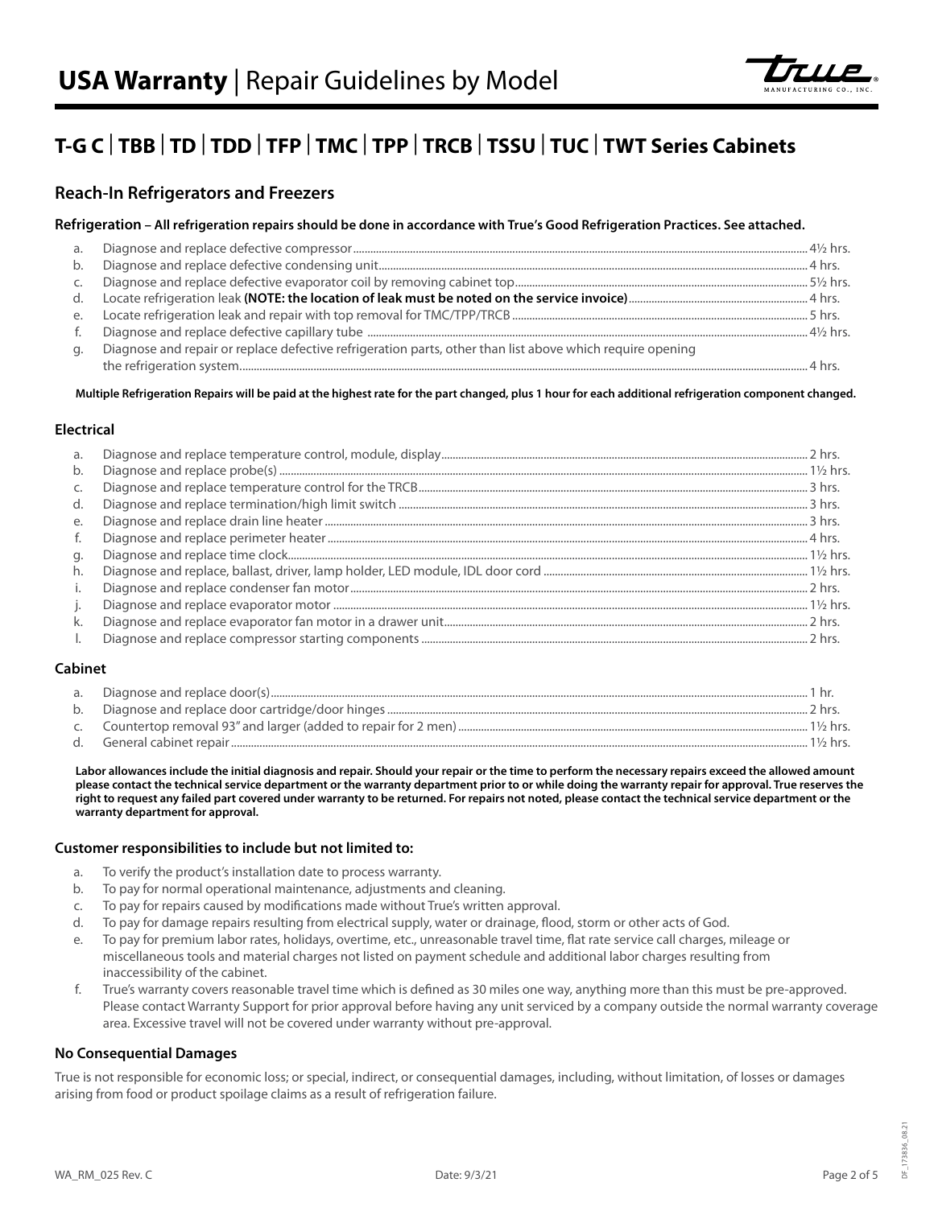# USA Warranty | Repair Guidelines by Model

## T-G C | TBB | TD | TDD | TFP | TMC | TPP | TRCB | TSSU | TUC | TWT Series Cabinets

### Reach-In Refrigerators and Freezers

**Refrigeration – All refrigeration repairs should be done in accordance with True's Good Refrigeration Practices. See attached.**

a. Diagnose and replace defective compressor .......... 4½ hrs.
b. Diagnose and replace defective condensing unit .......... 4 hrs.
c. Diagnose and replace defective evaporator coil by removing cabinet top .......... 5½ hrs.
d. Locate refrigeration leak **(NOTE: the location of leak must be noted on the service invoice)** .......... 4 hrs.
e. Locate refrigeration leak and repair with top removal for TMC/TPP/TRCB .......... 5 hrs.
f. Diagnose and replace defective capillary tube .......... 4½ hrs.
g. Diagnose and repair or replace defective refrigeration parts, other than list above which require opening the refrigeration system .......... 4 hrs.

**Multiple Refrigeration Repairs will be paid at the highest rate for the part changed, plus 1 hour for each additional refrigeration component changed.**

#### Electrical

a. Diagnose and replace temperature control, module, display .......... 2 hrs.
b. Diagnose and replace probe(s) .......... 1½ hrs.
c. Diagnose and replace temperature control for the TRCB .......... 3 hrs.
d. Diagnose and replace termination/high limit switch .......... 3 hrs.
e. Diagnose and replace drain line heater .......... 3 hrs.
f. Diagnose and replace perimeter heater .......... 4 hrs.
g. Diagnose and replace time clock .......... 1½ hrs.
h. Diagnose and replace, ballast, driver, lamp holder, LED module, IDL door cord .......... 1½ hrs.
i. Diagnose and replace condenser fan motor .......... 2 hrs.
j. Diagnose and replace evaporator motor .......... 1½ hrs.
k. Diagnose and replace evaporator fan motor in a drawer unit .......... 2 hrs.
l. Diagnose and replace compressor starting components .......... 2 hrs.

#### Cabinet

a. Diagnose and replace door(s) .......... 1 hr.
b. Diagnose and replace door cartridge/door hinges .......... 2 hrs.
c. Countertop removal 93" and larger (added to repair for 2 men) .......... 1½ hrs.
d. General cabinet repair .......... 1½ hrs.

**Labor allowances include the initial diagnosis and repair. Should your repair or the time to perform the necessary repairs exceed the allowed amount please contact the technical service department or the warranty department prior to or while doing the warranty repair for approval. True reserves the right to request any failed part covered under warranty to be returned. For repairs not noted, please contact the technical service department or the warranty department for approval.**

#### Customer responsibilities to include but not limited to:

a. To verify the product's installation date to process warranty.
b. To pay for normal operational maintenance, adjustments and cleaning.
c. To pay for repairs caused by modifications made without True's written approval.
d. To pay for damage repairs resulting from electrical supply, water or drainage, flood, storm or other acts of God.
e. To pay for premium labor rates, holidays, overtime, etc., unreasonable travel time, flat rate service call charges, mileage or miscellaneous tools and material charges not listed on payment schedule and additional labor charges resulting from inaccessibility of the cabinet.
f. True's warranty covers reasonable travel time which is defined as 30 miles one way, anything more than this must be pre-approved. Please contact Warranty Support for prior approval before having any unit serviced by a company outside the normal warranty coverage area. Excessive travel will not be covered under warranty without pre-approval.

#### No Consequential Damages

True is not responsible for economic loss; or special, indirect, or consequential damages, including, without limitation, of losses or damages arising from food or product spoilage claims as a result of refrigeration failure.

WA_RM_025 Rev. C Date: 9/3/21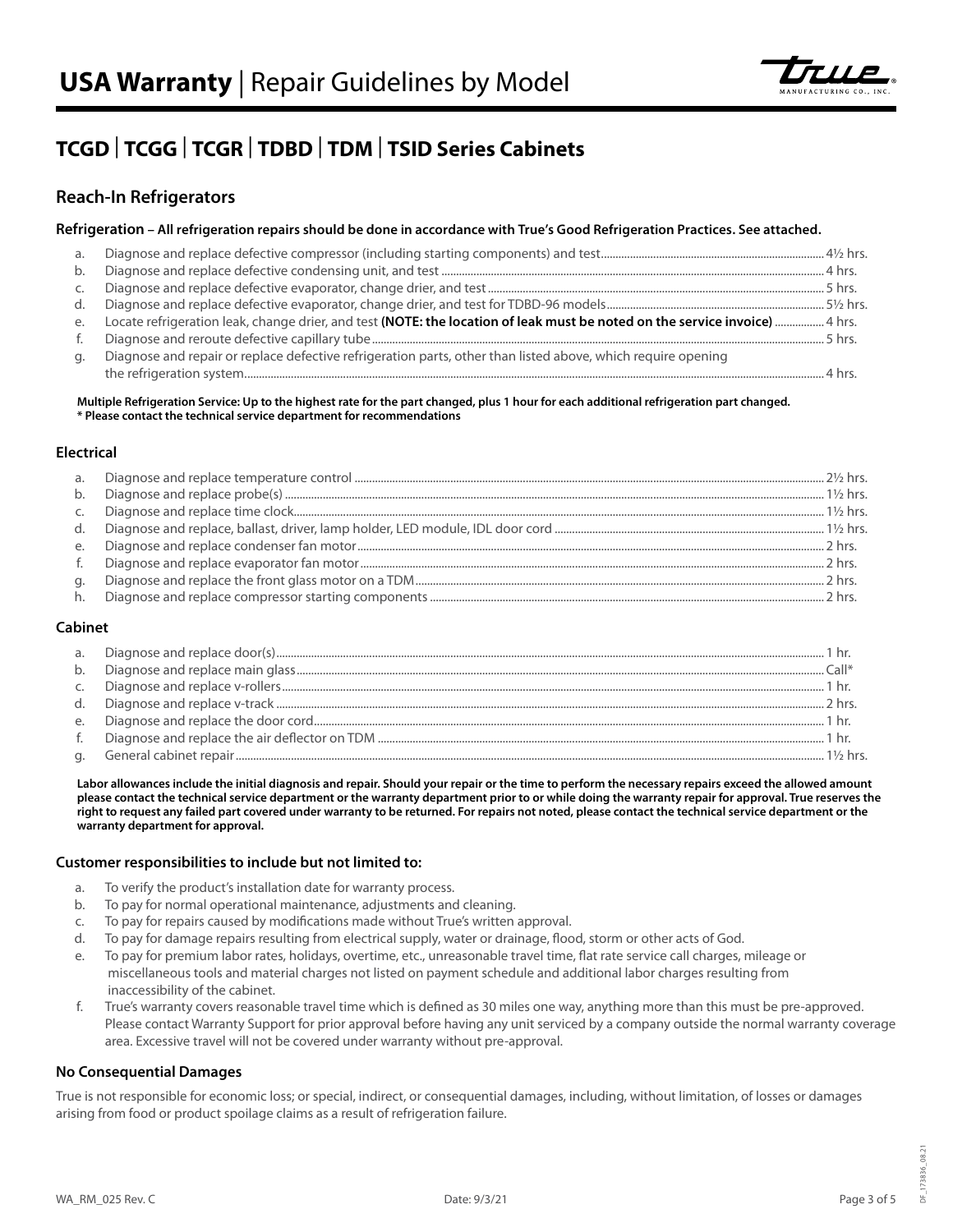# USA Warranty | Repair Guidelines by Model

## TCGD | TCGG | TCGR | TDBD | TDM | TSID Series Cabinets

### Reach-In Refrigerators

#### Refrigeration – All refrigeration repairs should be done in accordance with True's Good Refrigeration Practices. See attached.

a. Diagnose and replace defective compressor (including starting components) and test....................4½ hrs.
b. Diagnose and replace defective condensing unit, and test....................4 hrs.
c. Diagnose and replace defective evaporator, change drier, and test....................5 hrs.
d. Diagnose and replace defective evaporator, change drier, and test for TDBD-96 models....................5½ hrs.
e. Locate refrigeration leak, change drier, and test **(NOTE: the location of leak must be noted on the service invoice)**....................4 hrs.
f. Diagnose and reroute defective capillary tube....................5 hrs.
g. Diagnose and repair or replace defective refrigeration parts, other than listed above, which require opening the refrigeration system....................4 hrs.

**Multiple Refrigeration Service: Up to the highest rate for the part changed, plus 1 hour for each additional refrigeration part changed.**
**\* Please contact the technical service department for recommendations**

#### Electrical

a. Diagnose and replace temperature control....................2½ hrs.
b. Diagnose and replace probe(s)....................1½ hrs.
c. Diagnose and replace time clock....................1½ hrs.
d. Diagnose and replace, ballast, driver, lamp holder, LED module, IDL door cord....................1½ hrs.
e. Diagnose and replace condenser fan motor....................2 hrs.
f. Diagnose and replace evaporator fan motor....................2 hrs.
g. Diagnose and replace the front glass motor on a TDM....................2 hrs.
h. Diagnose and replace compressor starting components....................2 hrs.

#### Cabinet

a. Diagnose and replace door(s)....................1 hr.
b. Diagnose and replace main glass....................Call*
c. Diagnose and replace v-rollers....................1 hr.
d. Diagnose and replace v-track....................2 hrs.
e. Diagnose and replace the door cord....................1 hr.
f. Diagnose and replace the air deflector on TDM....................1 hr.
g. General cabinet repair....................1½ hrs.

**Labor allowances include the initial diagnosis and repair. Should your repair or the time to perform the necessary repairs exceed the allowed amount please contact the technical service department or the warranty department prior to or while doing the warranty repair for approval. True reserves the right to request any failed part covered under warranty to be returned. For repairs not noted, please contact the technical service department or the warranty department for approval.**

#### Customer responsibilities to include but not limited to:

a. To verify the product's installation date for warranty process.
b. To pay for normal operational maintenance, adjustments and cleaning.
c. To pay for repairs caused by modifications made without True's written approval.
d. To pay for damage repairs resulting from electrical supply, water or drainage, flood, storm or other acts of God.
e. To pay for premium labor rates, holidays, overtime, etc., unreasonable travel time, flat rate service call charges, mileage or miscellaneous tools and material charges not listed on payment schedule and additional labor charges resulting from inaccessibility of the cabinet.
f. True's warranty covers reasonable travel time which is defined as 30 miles one way, anything more than this must be pre-approved. Please contact Warranty Support for prior approval before having any unit serviced by a company outside the normal warranty coverage area. Excessive travel will not be covered under warranty without pre-approval.

#### No Consequential Damages

True is not responsible for economic loss; or special, indirect, or consequential damages, including, without limitation, of losses or damages arising from food or product spoilage claims as a result of refrigeration failure.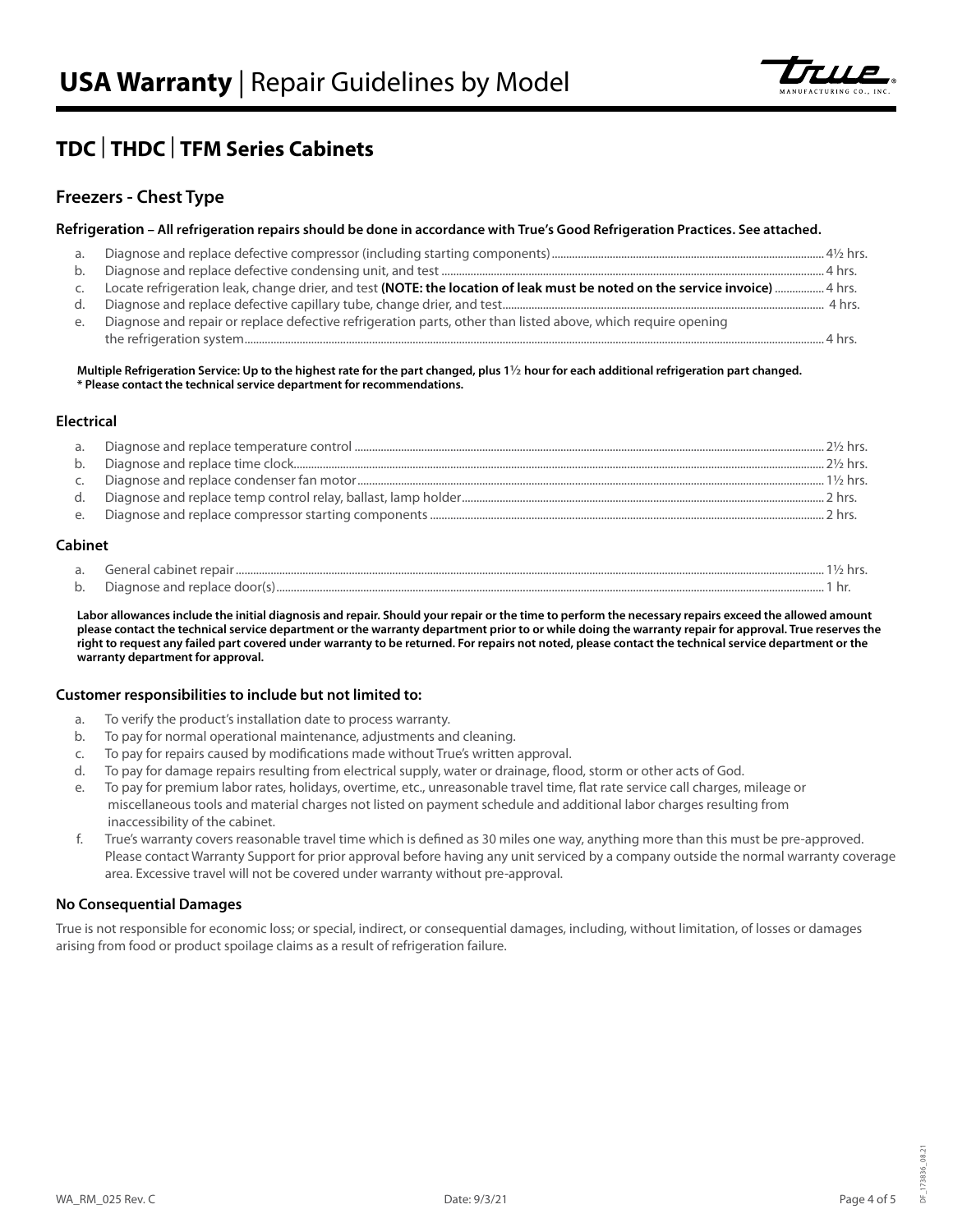# USA Warranty | Repair Guidelines by Model

## TDC | THDC | TFM Series Cabinets

### Freezers - Chest Type

#### Refrigeration – All refrigeration repairs should be done in accordance with True's Good Refrigeration Practices. See attached.

a. Diagnose and replace defective compressor (including starting components)........ 4½ hrs.
b. Diagnose and replace defective condensing unit, and test........ 4 hrs.
c. Locate refrigeration leak, change drier, and test **(NOTE: the location of leak must be noted on the service invoice)**........ 4 hrs.
d. Diagnose and replace defective capillary tube, change drier, and test........ 4 hrs.
e. Diagnose and repair or replace defective refrigeration parts, other than listed above, which require opening the refrigeration system........ 4 hrs.

**Multiple Refrigeration Service: Up to the highest rate for the part changed, plus 1½ hour for each additional refrigeration part changed.**
**\* Please contact the technical service department for recommendations.**

#### Electrical

a. Diagnose and replace temperature control........ 2½ hrs.
b. Diagnose and replace time clock........ 2½ hrs.
c. Diagnose and replace condenser fan motor........ 1½ hrs.
d. Diagnose and replace temp control relay, ballast, lamp holder........ 2 hrs.
e. Diagnose and replace compressor starting components........ 2 hrs.

#### Cabinet

a. General cabinet repair........ 1½ hrs.
b. Diagnose and replace door(s)........ 1 hr.

**Labor allowances include the initial diagnosis and repair. Should your repair or the time to perform the necessary repairs exceed the allowed amount please contact the technical service department or the warranty department prior to or while doing the warranty repair for approval. True reserves the right to request any failed part covered under warranty to be returned. For repairs not noted, please contact the technical service department or the warranty department for approval.**

#### Customer responsibilities to include but not limited to:

a. To verify the product's installation date to process warranty.
b. To pay for normal operational maintenance, adjustments and cleaning.
c. To pay for repairs caused by modifications made without True's written approval.
d. To pay for damage repairs resulting from electrical supply, water or drainage, flood, storm or other acts of God.
e. To pay for premium labor rates, holidays, overtime, etc., unreasonable travel time, flat rate service call charges, mileage or miscellaneous tools and material charges not listed on payment schedule and additional labor charges resulting from inaccessibility of the cabinet.
f. True's warranty covers reasonable travel time which is defined as 30 miles one way, anything more than this must be pre-approved. Please contact Warranty Support for prior approval before having any unit serviced by a company outside the normal warranty coverage area. Excessive travel will not be covered under warranty without pre-approval.

#### No Consequential Damages

True is not responsible for economic loss; or special, indirect, or consequential damages, including, without limitation, of losses or damages arising from food or product spoilage claims as a result of refrigeration failure.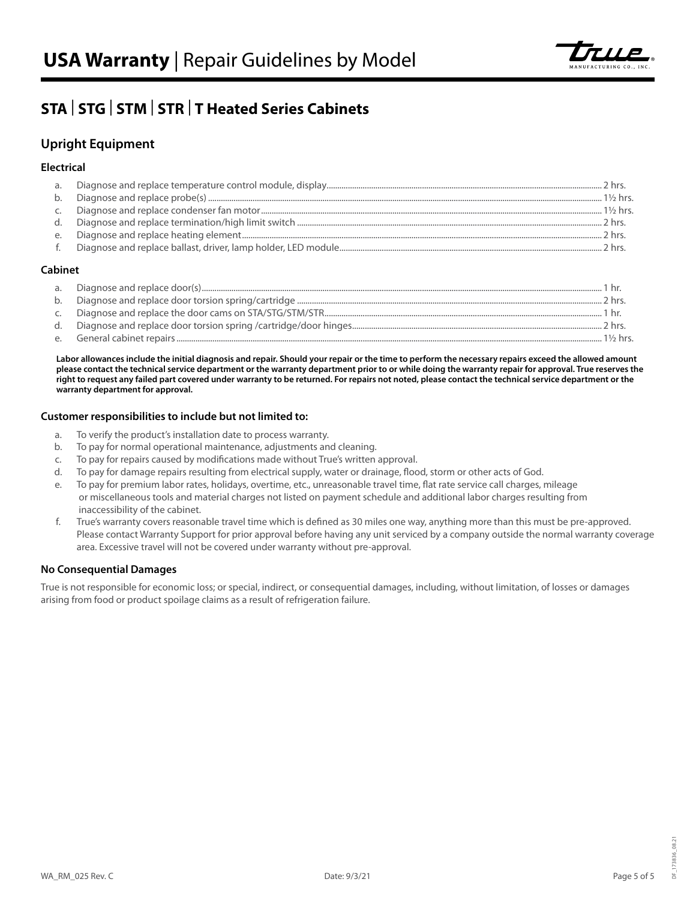# USA Warranty | Repair Guidelines by Model

## STA | STG | STM | STR | T Heated Series Cabinets

### Upright Equipment

#### Electrical

a. Diagnose and replace temperature control module, display ........ 2 hrs.
b. Diagnose and replace probe(s) ........ 1½ hrs.
c. Diagnose and replace condenser fan motor ........ 1½ hrs.
d. Diagnose and replace termination/high limit switch ........ 2 hrs.
e. Diagnose and replace heating element ........ 2 hrs.
f. Diagnose and replace ballast, driver, lamp holder, LED module ........ 2 hrs.

#### Cabinet

a. Diagnose and replace door(s) ........ 1 hr.
b. Diagnose and replace door torsion spring/cartridge ........ 2 hrs.
c. Diagnose and replace the door cams on STA/STG/STM/STR ........ 1 hr.
d. Diagnose and replace door torsion spring /cartridge/door hinges ........ 2 hrs.
e. General cabinet repairs ........ 1½ hrs.

**Labor allowances include the initial diagnosis and repair. Should your repair or the time to perform the necessary repairs exceed the allowed amount please contact the technical service department or the warranty department prior to or while doing the warranty repair for approval. True reserves the right to request any failed part covered under warranty to be returned. For repairs not noted, please contact the technical service department or the warranty department for approval.**

#### Customer responsibilities to include but not limited to:

a. To verify the product's installation date to process warranty.
b. To pay for normal operational maintenance, adjustments and cleaning.
c. To pay for repairs caused by modifications made without True's written approval.
d. To pay for damage repairs resulting from electrical supply, water or drainage, flood, storm or other acts of God.
e. To pay for premium labor rates, holidays, overtime, etc., unreasonable travel time, flat rate service call charges, mileage or miscellaneous tools and material charges not listed on payment schedule and additional labor charges resulting from inaccessibility of the cabinet.
f. True's warranty covers reasonable travel time which is defined as 30 miles one way, anything more than this must be pre-approved. Please contact Warranty Support for prior approval before having any unit serviced by a company outside the normal warranty coverage area. Excessive travel will not be covered under warranty without pre-approval.

#### No Consequential Damages

True is not responsible for economic loss; or special, indirect, or consequential damages, including, without limitation, of losses or damages arising from food or product spoilage claims as a result of refrigeration failure.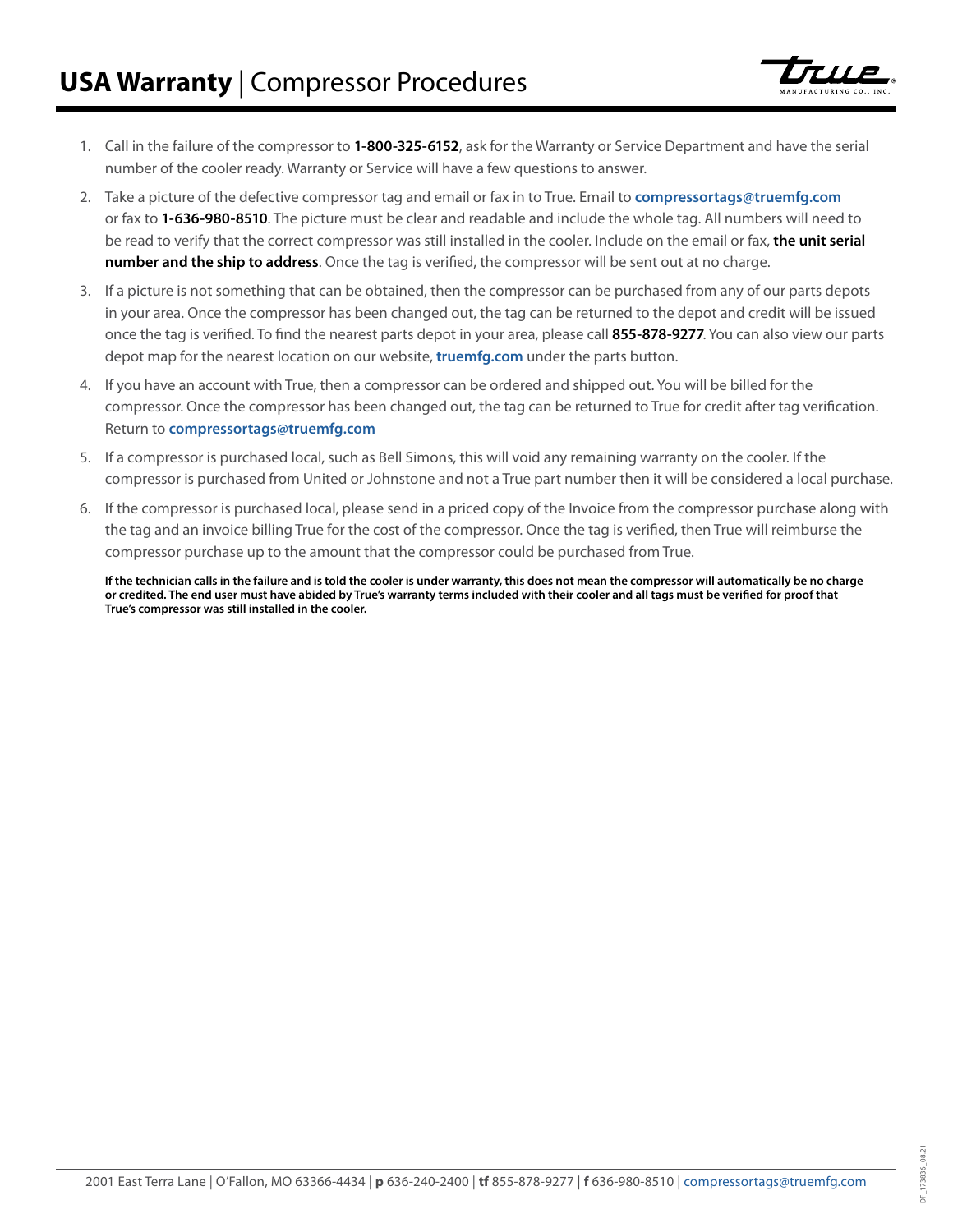# **USA Warranty** | Compressor Procedures

1. Call in the failure of the compressor to **1-800-325-6152**, ask for the Warranty or Service Department and have the serial number of the cooler ready. Warranty or Service will have a few questions to answer.
2. Take a picture of the defective compressor tag and email or fax in to True. Email to **compressortags@truemfg.com** or fax to **1-636-980-8510**. The picture must be clear and readable and include the whole tag. All numbers will need to be read to verify that the correct compressor was still installed in the cooler. Include on the email or fax, **the unit serial number and the ship to address**. Once the tag is verified, the compressor will be sent out at no charge.
3. If a picture is not something that can be obtained, then the compressor can be purchased from any of our parts depots in your area. Once the compressor has been changed out, the tag can be returned to the depot and credit will be issued once the tag is verified. To find the nearest parts depot in your area, please call **855-878-9277**. You can also view our parts depot map for the nearest location on our website, **truemfg.com** under the parts button.
4. If you have an account with True, then a compressor can be ordered and shipped out. You will be billed for the compressor. Once the compressor has been changed out, the tag can be returned to True for credit after tag verification. Return to **compressortags@truemfg.com**
5. If a compressor is purchased local, such as Bell Simons, this will void any remaining warranty on the cooler. If the compressor is purchased from United or Johnstone and not a True part number then it will be considered a local purchase.
6. If the compressor is purchased local, please send in a priced copy of the Invoice from the compressor purchase along with the tag and an invoice billing True for the cost of the compressor. Once the tag is verified, then True will reimburse the compressor purchase up to the amount that the compressor could be purchased from True.

**If the technician calls in the failure and is told the cooler is under warranty, this does not mean the compressor will automatically be no charge or credited. The end user must have abided by True's warranty terms included with their cooler and all tags must be verified for proof that True's compressor was still installed in the cooler.**

2001 East Terra Lane | O'Fallon, MO 63366-4434 | **p** 636-240-2400 | **tf** 855-878-9277 | **f** 636-980-8510 | compressortags@truemfg.com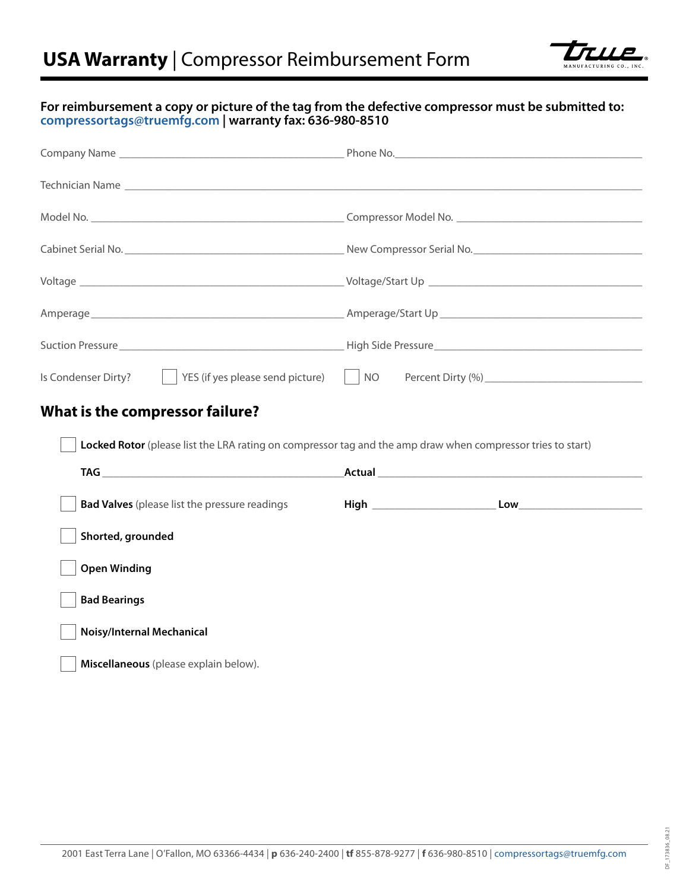# USA Warranty | Compressor Reimbursement Form

**For reimbursement a copy or picture of the tag from the defective compressor must be submitted to: compressortags@truemfg.com | warranty fax: 636-980-8510**

Company Name ______________________________ Phone No. ______________________________

Technician Name ______________________________________________________________

Model No. ______________________________ Compressor Model No. ______________________________

Cabinet Serial No. ______________________________ New Compressor Serial No. ______________________________

Voltage ______________________________ Voltage/Start Up ______________________________

Amperage ______________________________ Amperage/Start Up ______________________________

Suction Pressure ______________________________ High Side Pressure ______________________________

Is Condenser Dirty? ☐ YES (if yes please send picture) ☐ NO Percent Dirty (%) ______________________________

## What is the compressor failure?

☐ **Locked Rotor** (please list the LRA rating on compressor tag and the amp draw when compressor tries to start)

**TAG** ______________________________ **Actual** ______________________________

☐ **Bad Valves** (please list the pressure readings **High** ______________ **Low** ______________

☐ **Shorted, grounded**

☐ **Open Winding**

☐ **Bad Bearings**

☐ **Noisy/Internal Mechanical**

☐ **Miscellaneous** (please explain below).

2001 East Terra Lane | O'Fallon, MO 63366-4434 | **p** 636-240-2400 | **tf** 855-878-9277 | **f** 636-980-8510 | compressortags@truemfg.com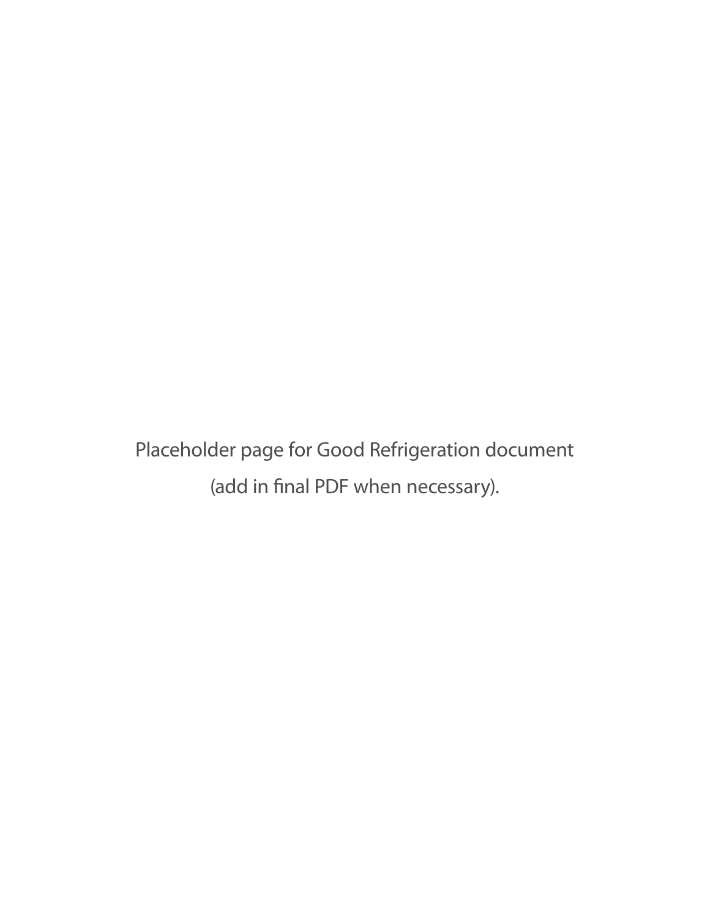Placeholder page for Good Refrigeration document

(add in final PDF when necessary).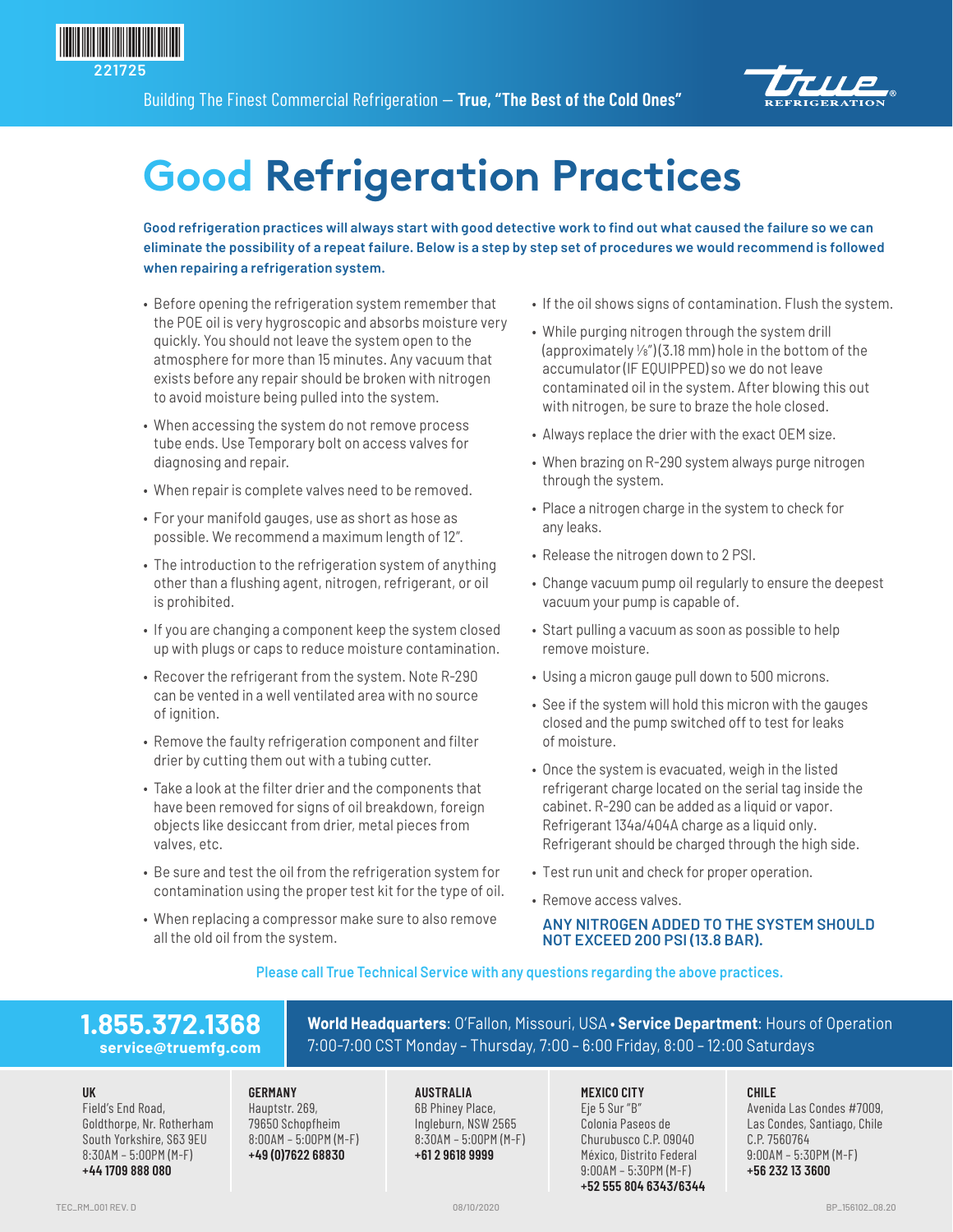221725

Building The Finest Commercial Refrigeration — **True, "The Best of the Cold Ones"**

# Good Refrigeration Practices

**Good refrigeration practices will always start with good detective work to find out what caused the failure so we can eliminate the possibility of a repeat failure. Below is a step by step set of procedures we would recommend is followed when repairing a refrigeration system.**

- Before opening the refrigeration system remember that the POE oil is very hygroscopic and absorbs moisture very quickly. You should not leave the system open to the atmosphere for more than 15 minutes. Any vacuum that exists before any repair should be broken with nitrogen to avoid moisture being pulled into the system.
- When accessing the system do not remove process tube ends. Use Temporary bolt on access valves for diagnosing and repair.
- When repair is complete valves need to be removed.
- For your manifold gauges, use as short as hose as possible. We recommend a maximum length of 12".
- The introduction to the refrigeration system of anything other than a flushing agent, nitrogen, refrigerant, or oil is prohibited.
- If you are changing a component keep the system closed up with plugs or caps to reduce moisture contamination.
- Recover the refrigerant from the system. Note R-290 can be vented in a well ventilated area with no source of ignition.
- Remove the faulty refrigeration component and filter drier by cutting them out with a tubing cutter.
- Take a look at the filter drier and the components that have been removed for signs of oil breakdown, foreign objects like desiccant from drier, metal pieces from valves, etc.
- Be sure and test the oil from the refrigeration system for contamination using the proper test kit for the type of oil.
- When replacing a compressor make sure to also remove all the old oil from the system.
- If the oil shows signs of contamination. Flush the system.
- While purging nitrogen through the system drill (approximately ⅛")(3.18 mm) hole in the bottom of the accumulator (IF EQUIPPED) so we do not leave contaminated oil in the system. After blowing this out with nitrogen, be sure to braze the hole closed.
- Always replace the drier with the exact OEM size.
- When brazing on R-290 system always purge nitrogen through the system.
- Place a nitrogen charge in the system to check for any leaks.
- Release the nitrogen down to 2 PSI.
- Change vacuum pump oil regularly to ensure the deepest vacuum your pump is capable of.
- Start pulling a vacuum as soon as possible to help remove moisture.
- Using a micron gauge pull down to 500 microns.
- See if the system will hold this micron with the gauges closed and the pump switched off to test for leaks of moisture.
- Once the system is evacuated, weigh in the listed refrigerant charge located on the serial tag inside the cabinet. R-290 can be added as a liquid or vapor. Refrigerant 134a/404A charge as a liquid only. Refrigerant should be charged through the high side.
- Test run unit and check for proper operation.
- Remove access valves.

**ANY NITROGEN ADDED TO THE SYSTEM SHOULD NOT EXCEED 200 PSI (13.8 BAR).**

**Please call True Technical Service with any questions regarding the above practices.**

**1.855.372.1368**
**service@truemfg.com**

**World Headquarters**: O'Fallon, Missouri, USA • **Service Department**: Hours of Operation 7:00-7:00 CST Monday – Thursday, 7:00 – 6:00 Friday, 8:00 – 12:00 Saturdays

**UK**
Field's End Road,
Goldthorpe, Nr. Rotherham
South Yorkshire, S63 9EU
8:30AM – 5:00PM (M-F)
**+44 1709 888 080**

**GERMANY**
Hauptstr. 269,
79650 Schopfheim
8:00AM – 5:00PM (M-F)
**+49 (0)7622 68830**

**AUSTRALIA**
6B Phiney Place,
Ingleburn, NSW 2565
8:30AM – 5:00PM (M-F)
**+61 2 9618 9999**

**MEXICO CITY**
Eje 5 Sur "B"
Colonia Paseos de
Churubusco C.P. 09040
México, Distrito Federal
9:00AM – 5:30PM (M-F)
**+52 555 804 6343/6344**

**CHILE**
Avenida Las Condes #7009,
Las Condes, Santiago, Chile
C.P. 7560764
9:00AM – 5:30PM (M-F)
**+56 232 13 3600**

TEC_RM_001 REV. D 08/10/2020 BP_156102_08.20